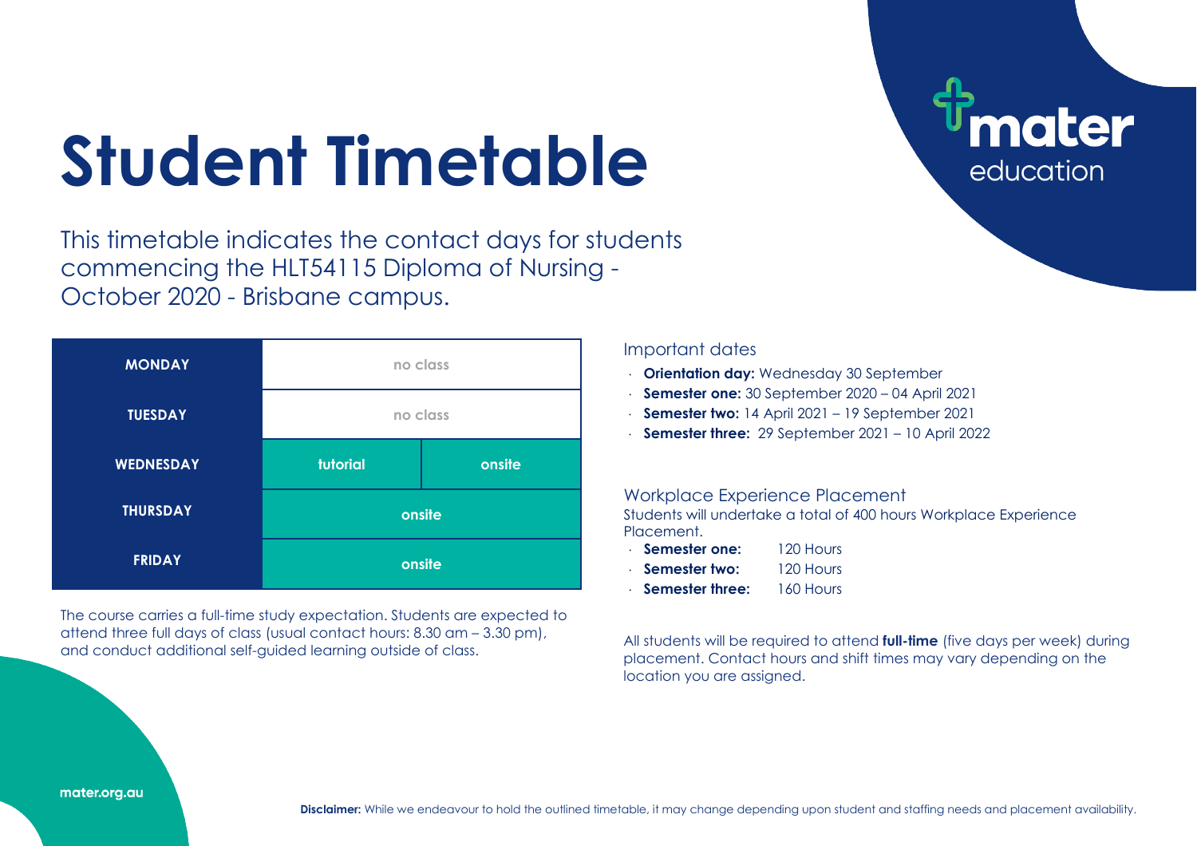# Student Timetable

mater education

This timetable indicates the contact days for students commencing the HLT54115 Diploma of Nursing - October 2020 - Brisbane campus.

| | | |
|---|---|---|
| **MONDAY** | no class | |
| **TUESDAY** | no class | |
| **WEDNESDAY** | tutorial | onsite |
| **THURSDAY** | onsite | |
| **FRIDAY** | onsite | |

The course carries a full-time study expectation. Students are expected to attend three full days of class (usual contact hours: 8.30 am – 3.30 pm), and conduct additional self-guided learning outside of class.

## Important dates

- **Orientation day:** Wednesday 30 September
- **Semester one:** 30 September 2020 – 04 April 2021
- **Semester two:** 14 April 2021 – 19 September 2021
- **Semester three:** 29 September 2021 – 10 April 2022

## Workplace Experience Placement

Students will undertake a total of 400 hours Workplace Experience Placement.

- **Semester one:** 120 Hours
- **Semester two:** 120 Hours
- **Semester three:** 160 Hours

All students will be required to attend **full-time** (five days per week) during placement. Contact hours and shift times may vary depending on the location you are assigned.

mater.org.au

**Disclaimer:** While we endeavour to hold the outlined timetable, it may change depending upon student and staffing needs and placement availability.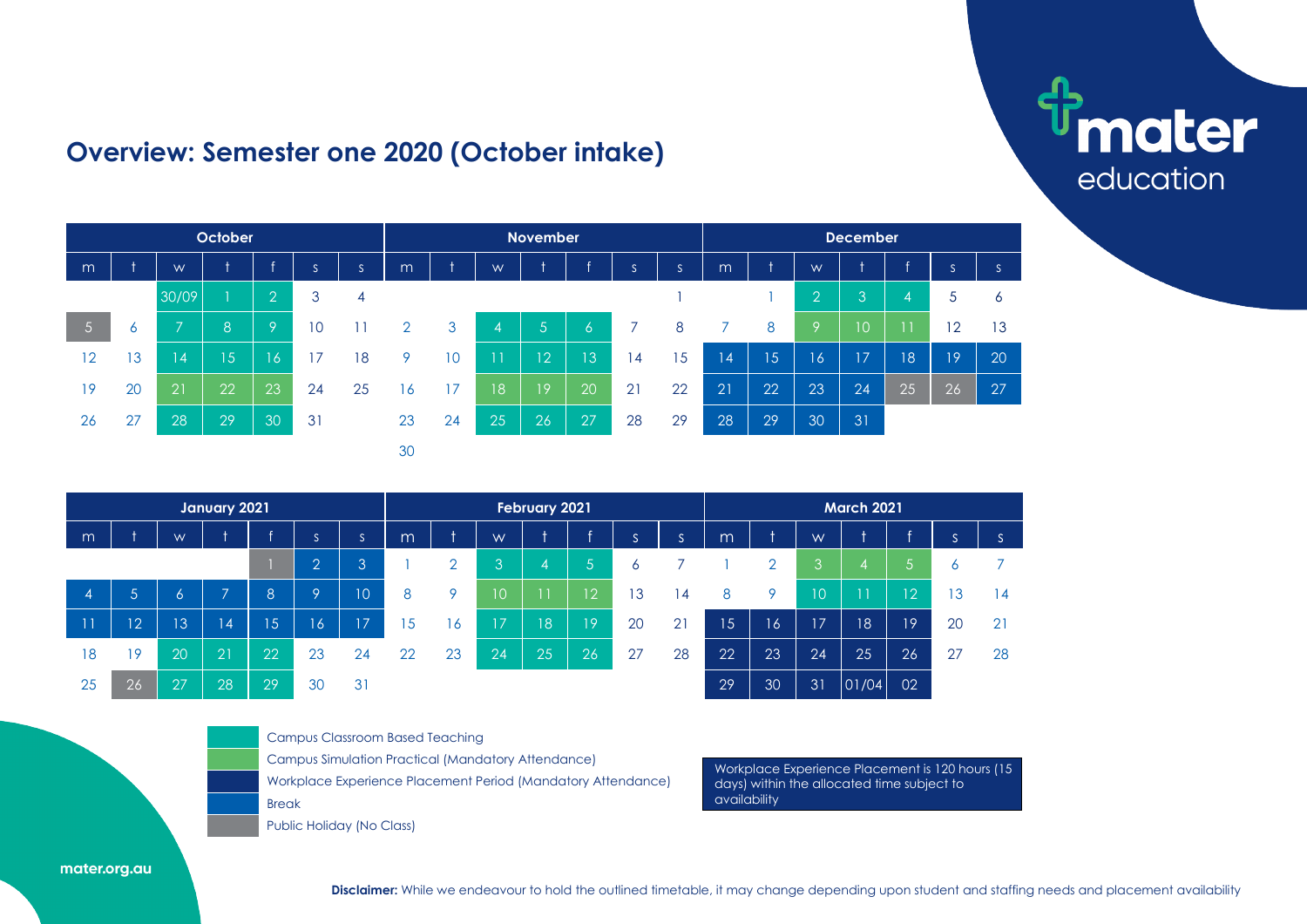## Overview: Semester one 2020 (October intake)

mater education

| October | | | | | | | November | | | | | | | December | | | | | | |
|---|---|---|---|---|---|---|---|---|---|---|---|---|---|---|---|---|---|---|---|---|
| m | t | w | t | f | s | s | m | t | w | t | f | s | s | m | t | w | t | f | s | s |
| | | 30/09 | 1 | 2 | 3 | 4 | | | | | | | 1 | | 1 | 2 | 3 | 4 | 5 | 6 |
| 5 | 6 | 7 | 8 | 9 | 10 | 11 | 2 | 3 | 4 | 5 | 6 | 7 | 8 | 7 | 8 | 9 | 10 | 11 | 12 | 13 |
| 12 | 13 | 14 | 15 | 16 | 17 | 18 | 9 | 10 | 11 | 12 | 13 | 14 | 15 | 14 | 15 | 16 | 17 | 18 | 19 | 20 |
| 19 | 20 | 21 | 22 | 23 | 24 | 25 | 16 | 17 | 18 | 19 | 20 | 21 | 22 | 21 | 22 | 23 | 24 | 25 | 26 | 27 |
| 26 | 27 | 28 | 29 | 30 | 31 | | 23 | 24 | 25 | 26 | 27 | 28 | 29 | 28 | 29 | 30 | 31 | | | |
| | | | | | | | 30 | | | | | | | | | | | | | |

| January 2021 | | | | | | | February 2021 | | | | | | | March 2021 | | | | | | |
|---|---|---|---|---|---|---|---|---|---|---|---|---|---|---|---|---|---|---|---|---|
| m | t | w | t | f | s | s | m | t | w | t | f | s | s | m | t | w | t | f | s | s |
| | | | | 1 | 2 | 3 | 1 | 2 | 3 | 4 | 5 | 6 | 7 | 1 | 2 | 3 | 4 | 5 | 6 | 7 |
| 4 | 5 | 6 | 7 | 8 | 9 | 10 | 8 | 9 | 10 | 11 | 12 | 13 | 14 | 8 | 9 | 10 | 11 | 12 | 13 | 14 |
| 11 | 12 | 13 | 14 | 15 | 16 | 17 | 15 | 16 | 17 | 18 | 19 | 20 | 21 | 15 | 16 | 17 | 18 | 19 | 20 | 21 |
| 18 | 19 | 20 | 21 | 22 | 23 | 24 | 22 | 23 | 24 | 25 | 26 | 27 | 28 | 22 | 23 | 24 | 25 | 26 | 27 | 28 |
| 25 | 26 | 27 | 28 | 29 | 30 | 31 | | | | | | | | 29 | 30 | 31 | 01/04 | 02 | | |

- Campus Classroom Based Teaching
- Campus Simulation Practical (Mandatory Attendance)
- Workplace Experience Placement Period (Mandatory Attendance)
- Break
- Public Holiday (No Class)

Workplace Experience Placement is 120 hours (15 days) within the allocated time subject to availability

mater.org.au

**Disclaimer:** While we endeavour to hold the outlined timetable, it may change depending upon student and staffing needs and placement availability